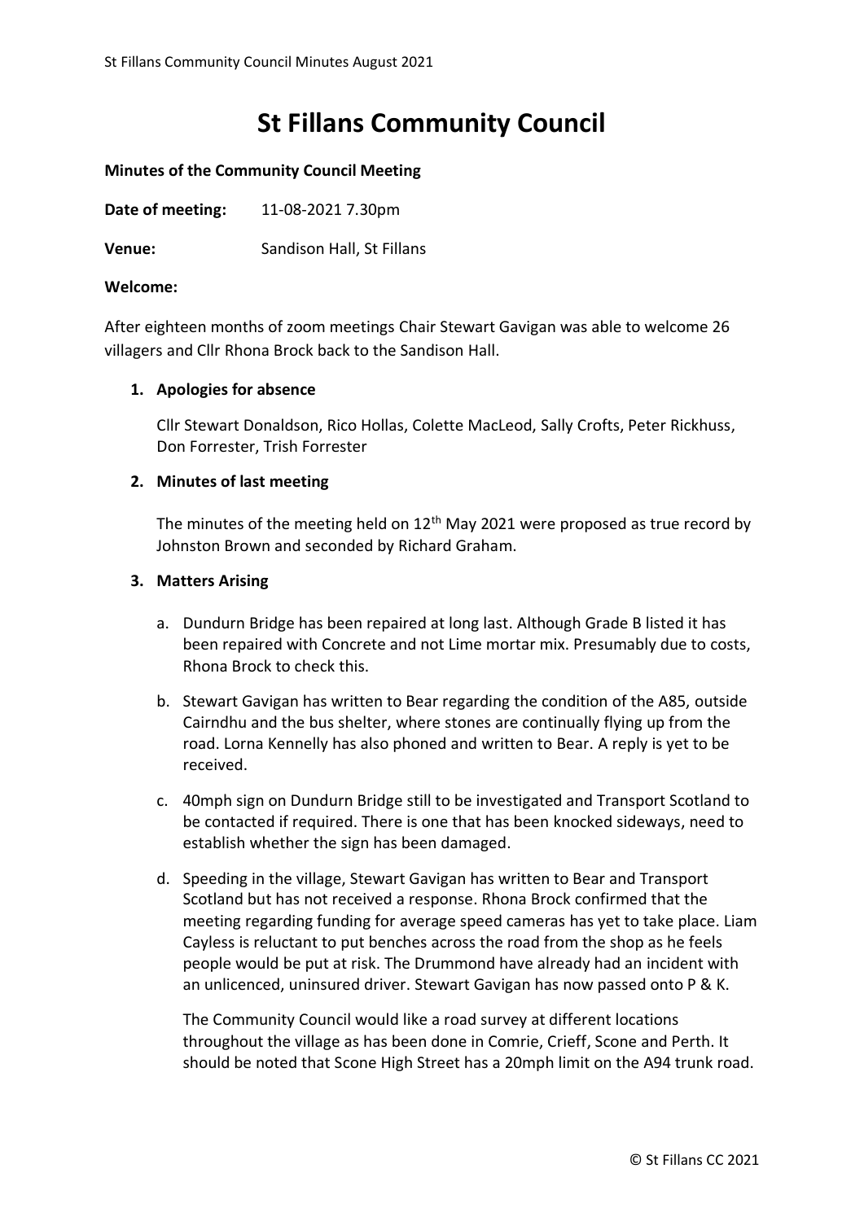# St Fillans Community Council

**Minutes of the Community Council Meeting**

**Date of meeting:** 11-08-2021 7.30pm

**Venue:** Sandison Hall, St Fillans

**Welcome:**

After eighteen months of zoom meetings Chair Stewart Gavigan was able to welcome 26 villagers and Cllr Rhona Brock back to the Sandison Hall.

1. **Apologies for absence**

   Cllr Stewart Donaldson, Rico Hollas, Colette MacLeod, Sally Crofts, Peter Rickhuss, Don Forrester, Trish Forrester

2. **Minutes of last meeting**

   The minutes of the meeting held on 12th May 2021 were proposed as true record by Johnston Brown and seconded by Richard Graham.

3. **Matters Arising**

   a. Dundurn Bridge has been repaired at long last. Although Grade B listed it has been repaired with Concrete and not Lime mortar mix. Presumably due to costs, Rhona Brock to check this.

   b. Stewart Gavigan has written to Bear regarding the condition of the A85, outside Cairndhu and the bus shelter, where stones are continually flying up from the road. Lorna Kennelly has also phoned and written to Bear. A reply is yet to be received.

   c. 40mph sign on Dundurn Bridge still to be investigated and Transport Scotland to be contacted if required. There is one that has been knocked sideways, need to establish whether the sign has been damaged.

   d. Speeding in the village, Stewart Gavigan has written to Bear and Transport Scotland but has not received a response. Rhona Brock confirmed that the meeting regarding funding for average speed cameras has yet to take place. Liam Cayless is reluctant to put benches across the road from the shop as he feels people would be put at risk. The Drummond have already had an incident with an unlicenced, uninsured driver. Stewart Gavigan has now passed onto P & K.

      The Community Council would like a road survey at different locations throughout the village as has been done in Comrie, Crieff, Scone and Perth. It should be noted that Scone High Street has a 20mph limit on the A94 trunk road.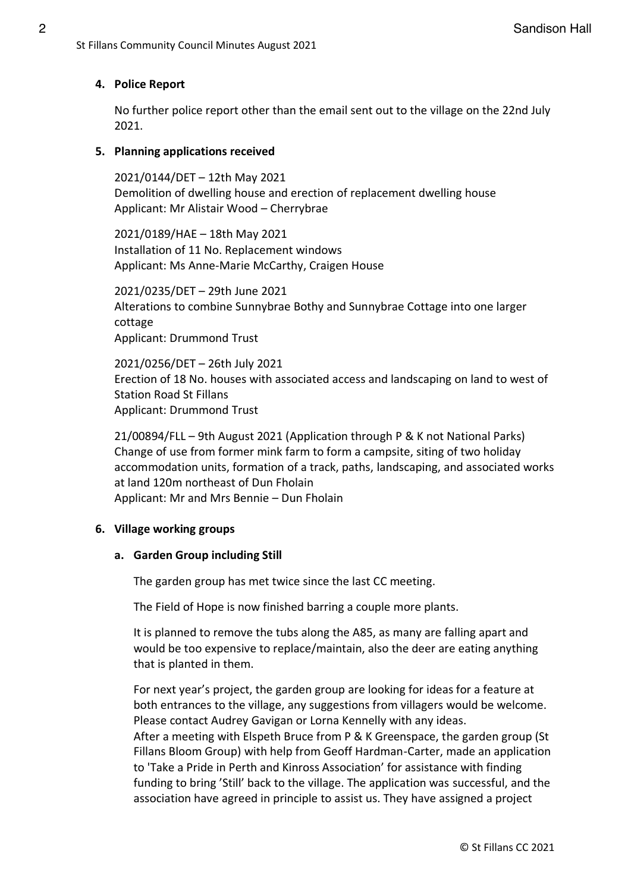**4. Police Report**

No further police report other than the email sent out to the village on the 22nd July 2021.

**5. Planning applications received**

2021/0144/DET – 12th May 2021
Demolition of dwelling house and erection of replacement dwelling house
Applicant: Mr Alistair Wood – Cherrybrae

2021/0189/HAE – 18th May 2021
Installation of 11 No. Replacement windows
Applicant: Ms Anne-Marie McCarthy, Craigen House

2021/0235/DET – 29th June 2021
Alterations to combine Sunnybrae Bothy and Sunnybrae Cottage into one larger cottage
Applicant: Drummond Trust

2021/0256/DET – 26th July 2021
Erection of 18 No. houses with associated access and landscaping on land to west of Station Road St Fillans
Applicant: Drummond Trust

21/00894/FLL – 9th August 2021 (Application through P & K not National Parks)
Change of use from former mink farm to form a campsite, siting of two holiday accommodation units, formation of a track, paths, landscaping, and associated works at land 120m northeast of Dun Fholain
Applicant: Mr and Mrs Bennie – Dun Fholain

**6. Village working groups**

**a. Garden Group including Still**

The garden group has met twice since the last CC meeting.

The Field of Hope is now finished barring a couple more plants.

It is planned to remove the tubs along the A85, as many are falling apart and would be too expensive to replace/maintain, also the deer are eating anything that is planted in them.

For next year's project, the garden group are looking for ideas for a feature at both entrances to the village, any suggestions from villagers would be welcome. Please contact Audrey Gavigan or Lorna Kennelly with any ideas.
After a meeting with Elspeth Bruce from P & K Greenspace, the garden group (St Fillans Bloom Group) with help from Geoff Hardman-Carter, made an application to 'Take a Pride in Perth and Kinross Association' for assistance with finding funding to bring 'Still' back to the village. The application was successful, and the association have agreed in principle to assist us. They have assigned a project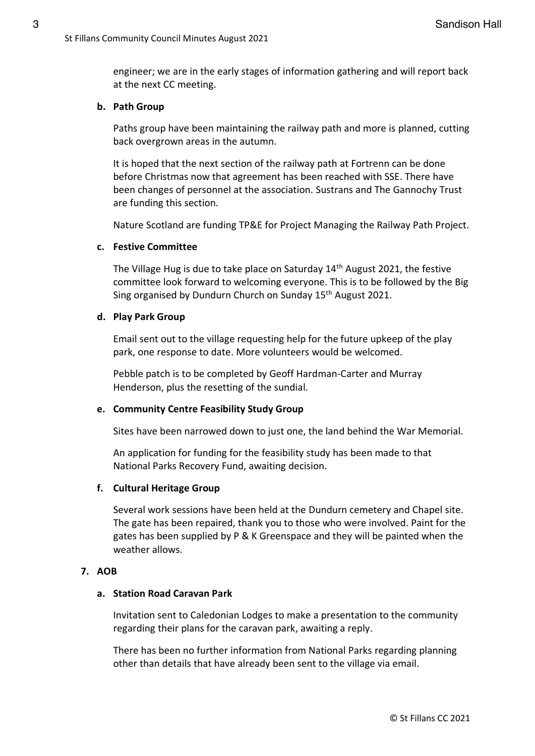engineer; we are in the early stages of information gathering and will report back at the next CC meeting.

**b. Path Group**

Paths group have been maintaining the railway path and more is planned, cutting back overgrown areas in the autumn.

It is hoped that the next section of the railway path at Fortrenn can be done before Christmas now that agreement has been reached with SSE. There have been changes of personnel at the association. Sustrans and The Gannochy Trust are funding this section.

Nature Scotland are funding TP&E for Project Managing the Railway Path Project.

**c. Festive Committee**

The Village Hug is due to take place on Saturday 14th August 2021, the festive committee look forward to welcoming everyone. This is to be followed by the Big Sing organised by Dundurn Church on Sunday 15th August 2021.

**d. Play Park Group**

Email sent out to the village requesting help for the future upkeep of the play park, one response to date. More volunteers would be welcomed.

Pebble patch is to be completed by Geoff Hardman-Carter and Murray Henderson, plus the resetting of the sundial.

**e. Community Centre Feasibility Study Group**

Sites have been narrowed down to just one, the land behind the War Memorial.

An application for funding for the feasibility study has been made to that National Parks Recovery Fund, awaiting decision.

**f. Cultural Heritage Group**

Several work sessions have been held at the Dundurn cemetery and Chapel site. The gate has been repaired, thank you to those who were involved. Paint for the gates has been supplied by P & K Greenspace and they will be painted when the weather allows.

**7. AOB**

**a. Station Road Caravan Park**

Invitation sent to Caledonian Lodges to make a presentation to the community regarding their plans for the caravan park, awaiting a reply.

There has been no further information from National Parks regarding planning other than details that have already been sent to the village via email.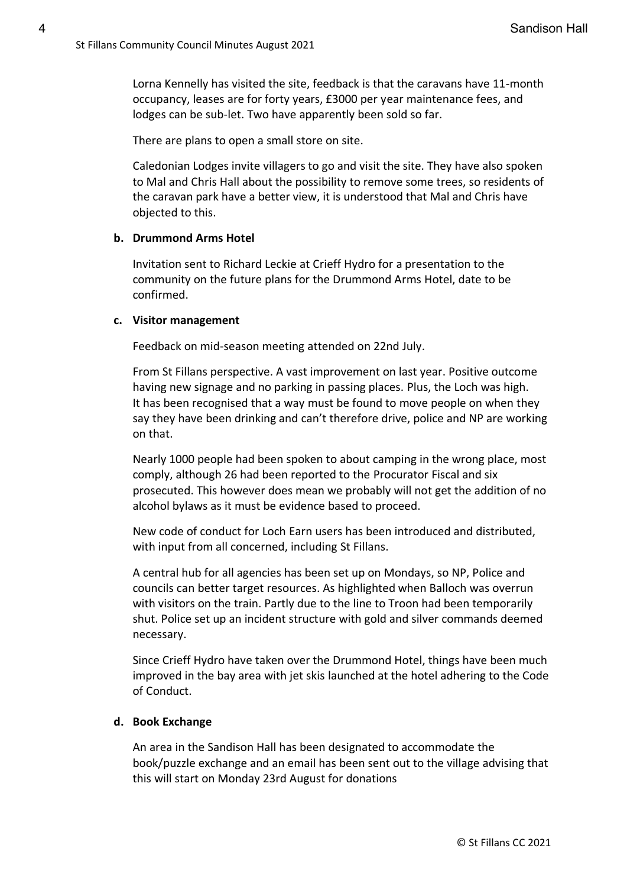Lorna Kennelly has visited the site, feedback is that the caravans have 11-month occupancy, leases are for forty years, £3000 per year maintenance fees, and lodges can be sub-let. Two have apparently been sold so far.

There are plans to open a small store on site.

Caledonian Lodges invite villagers to go and visit the site. They have also spoken to Mal and Chris Hall about the possibility to remove some trees, so residents of the caravan park have a better view, it is understood that Mal and Chris have objected to this.

**b. Drummond Arms Hotel**

Invitation sent to Richard Leckie at Crieff Hydro for a presentation to the community on the future plans for the Drummond Arms Hotel, date to be confirmed.

**c. Visitor management**

Feedback on mid-season meeting attended on 22nd July.

From St Fillans perspective. A vast improvement on last year. Positive outcome having new signage and no parking in passing places. Plus, the Loch was high. It has been recognised that a way must be found to move people on when they say they have been drinking and can't therefore drive, police and NP are working on that.

Nearly 1000 people had been spoken to about camping in the wrong place, most comply, although 26 had been reported to the Procurator Fiscal and six prosecuted. This however does mean we probably will not get the addition of no alcohol bylaws as it must be evidence based to proceed.

New code of conduct for Loch Earn users has been introduced and distributed, with input from all concerned, including St Fillans.

A central hub for all agencies has been set up on Mondays, so NP, Police and councils can better target resources. As highlighted when Balloch was overrun with visitors on the train. Partly due to the line to Troon had been temporarily shut. Police set up an incident structure with gold and silver commands deemed necessary.

Since Crieff Hydro have taken over the Drummond Hotel, things have been much improved in the bay area with jet skis launched at the hotel adhering to the Code of Conduct.

**d. Book Exchange**

An area in the Sandison Hall has been designated to accommodate the book/puzzle exchange and an email has been sent out to the village advising that this will start on Monday 23rd August for donations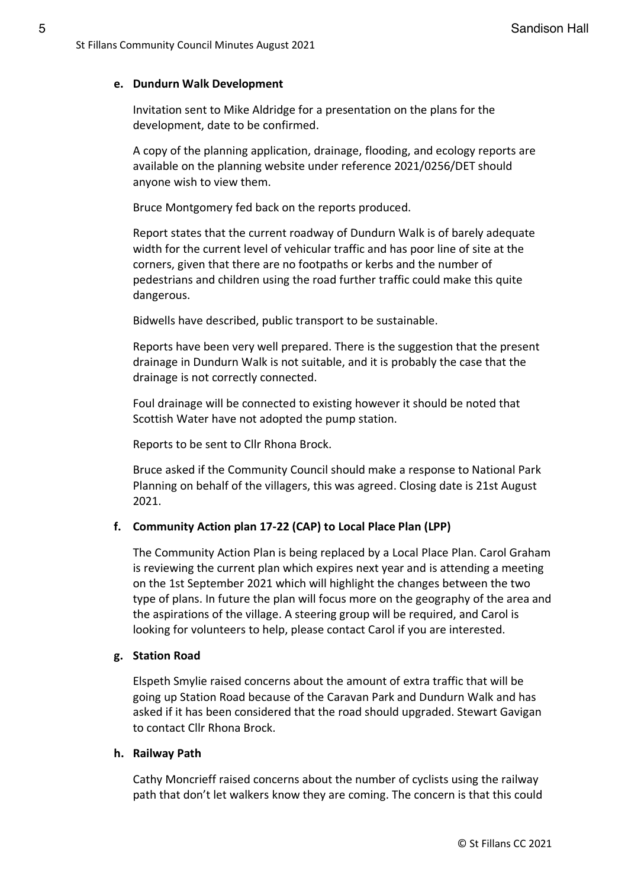**e. Dundurn Walk Development**

Invitation sent to Mike Aldridge for a presentation on the plans for the development, date to be confirmed.

A copy of the planning application, drainage, flooding, and ecology reports are available on the planning website under reference 2021/0256/DET should anyone wish to view them.

Bruce Montgomery fed back on the reports produced.

Report states that the current roadway of Dundurn Walk is of barely adequate width for the current level of vehicular traffic and has poor line of site at the corners, given that there are no footpaths or kerbs and the number of pedestrians and children using the road further traffic could make this quite dangerous.

Bidwells have described, public transport to be sustainable.

Reports have been very well prepared. There is the suggestion that the present drainage in Dundurn Walk is not suitable, and it is probably the case that the drainage is not correctly connected.

Foul drainage will be connected to existing however it should be noted that Scottish Water have not adopted the pump station.

Reports to be sent to Cllr Rhona Brock.

Bruce asked if the Community Council should make a response to National Park Planning on behalf of the villagers, this was agreed. Closing date is 21st August 2021.

**f. Community Action plan 17-22 (CAP) to Local Place Plan (LPP)**

The Community Action Plan is being replaced by a Local Place Plan. Carol Graham is reviewing the current plan which expires next year and is attending a meeting on the 1st September 2021 which will highlight the changes between the two type of plans. In future the plan will focus more on the geography of the area and the aspirations of the village. A steering group will be required, and Carol is looking for volunteers to help, please contact Carol if you are interested.

**g. Station Road**

Elspeth Smylie raised concerns about the amount of extra traffic that will be going up Station Road because of the Caravan Park and Dundurn Walk and has asked if it has been considered that the road should upgraded. Stewart Gavigan to contact Cllr Rhona Brock.

**h. Railway Path**

Cathy Moncrieff raised concerns about the number of cyclists using the railway path that don't let walkers know they are coming. The concern is that this could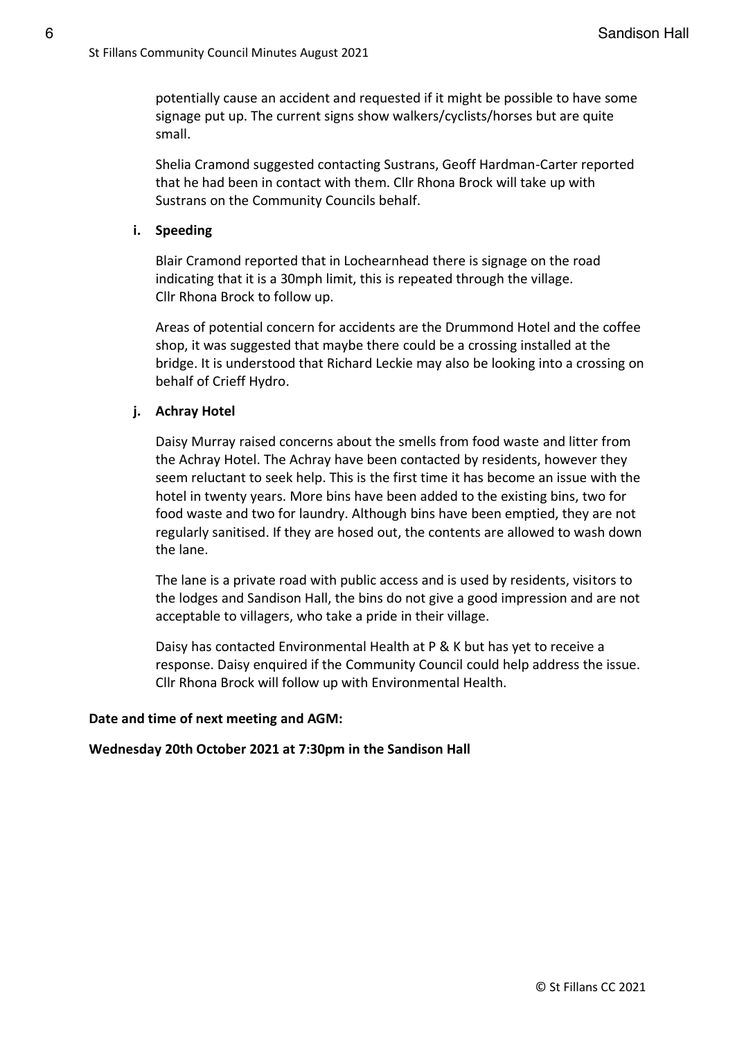potentially cause an accident and requested if it might be possible to have some signage put up. The current signs show walkers/cyclists/horses but are quite small.

Shelia Cramond suggested contacting Sustrans, Geoff Hardman-Carter reported that he had been in contact with them. Cllr Rhona Brock will take up with Sustrans on the Community Councils behalf.

**i. Speeding**

Blair Cramond reported that in Lochearnhead there is signage on the road indicating that it is a 30mph limit, this is repeated through the village. Cllr Rhona Brock to follow up.

Areas of potential concern for accidents are the Drummond Hotel and the coffee shop, it was suggested that maybe there could be a crossing installed at the bridge. It is understood that Richard Leckie may also be looking into a crossing on behalf of Crieff Hydro.

**j. Achray Hotel**

Daisy Murray raised concerns about the smells from food waste and litter from the Achray Hotel. The Achray have been contacted by residents, however they seem reluctant to seek help. This is the first time it has become an issue with the hotel in twenty years. More bins have been added to the existing bins, two for food waste and two for laundry. Although bins have been emptied, they are not regularly sanitised. If they are hosed out, the contents are allowed to wash down the lane.

The lane is a private road with public access and is used by residents, visitors to the lodges and Sandison Hall, the bins do not give a good impression and are not acceptable to villagers, who take a pride in their village.

Daisy has contacted Environmental Health at P & K but has yet to receive a response. Daisy enquired if the Community Council could help address the issue. Cllr Rhona Brock will follow up with Environmental Health.

**Date and time of next meeting and AGM:**

**Wednesday 20th October 2021 at 7:30pm in the Sandison Hall**